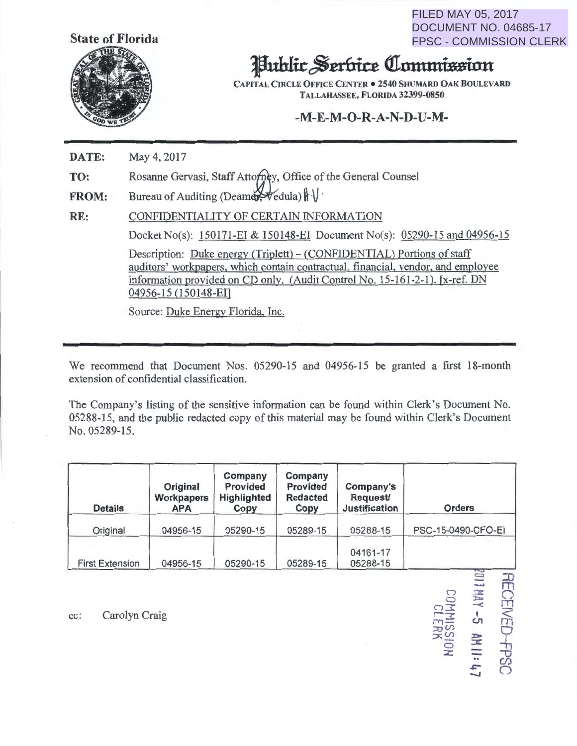FILED MAY 05, 2017
DOCUMENT NO. 04685-17
FPSC - COMMISSION CLERK

State of Florida

# Public Service Commission

CAPITAL CIRCLE OFFICE CENTER • 2540 SHUMARD OAK BOULEVARD
TALLAHASSEE, FLORIDA 32399-0850

## -M-E-M-O-R-A-N-D-U-M-

**DATE:** May 4, 2017

**TO:** Rosanne Gervasi, Staff Attorney, Office of the General Counsel

**FROM:** Bureau of Auditing (Deamer, Vedula)

**RE:** CONFIDENTIALITY OF CERTAIN INFORMATION

Docket No(s): 150171-EI & 150148-EI Document No(s): 05290-15 and 04956-15

Description: Duke energy (Triplett) – (CONFIDENTIAL) Portions of staff auditors' workpapers, which contain contractual, financial, vendor, and employee information provided on CD only. (Audit Control No. 15-161-2-1). [x-ref. DN 04956-15 (150148-EI]

Source: Duke Energy Florida, Inc.

---

We recommend that Document Nos. 05290-15 and 04956-15 be granted a first 18-month extension of confidential classification.

The Company's listing of the sensitive information can be found within Clerk's Document No. 05288-15, and the public redacted copy of this material may be found within Clerk's Document No. 05289-15.

| Details | Original Workpapers APA | Company Provided Highlighted Copy | Company Provided Redacted Copy | Company's Request/ Justification | Orders |
|---|---|---|---|---|---|
| Original | 04956-15 | 05290-15 | 05289-15 | 05288-15 | PSC-15-0490-CFO-EI |
| First Extension | 04956-15 | 05290-15 | 05289-15 | 04161-17<br>05288-15 | |

cc: Carolyn Craig

RECEIVED-FPSC
2017 MAY -5 AM 11:47
COMMISSION CLERK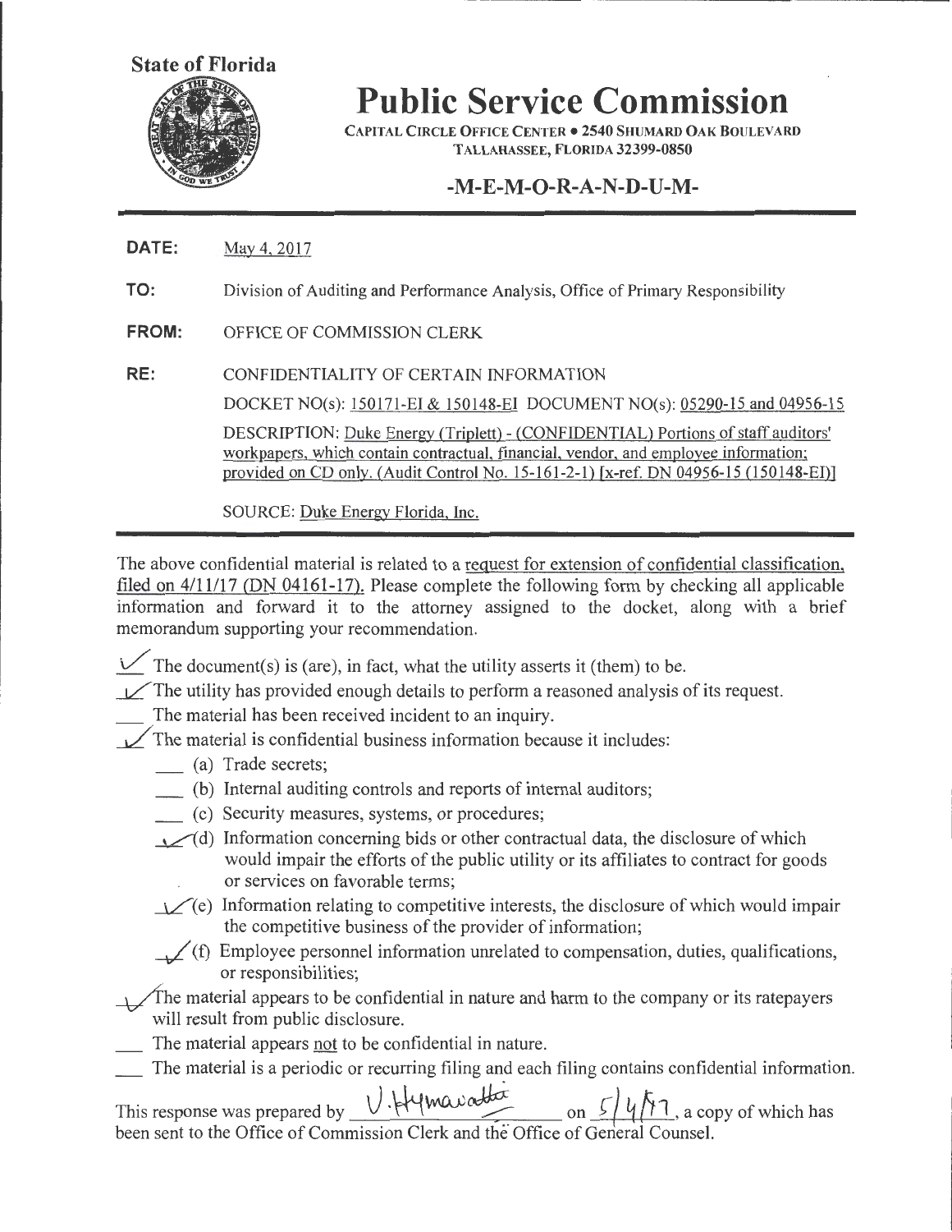**State of Florida**

# Public Service Commission

CAPITAL CIRCLE OFFICE CENTER • 2540 SHUMARD OAK BOULEVARD
TALLAHASSEE, FLORIDA 32399-0850

## -M-E-M-O-R-A-N-D-U-M-

**DATE:** May 4, 2017

**TO:** Division of Auditing and Performance Analysis, Office of Primary Responsibility

**FROM:** OFFICE OF COMMISSION CLERK

**RE:** CONFIDENTIALITY OF CERTAIN INFORMATION

DOCKET NO(s): 150171-EI & 150148-EI DOCUMENT NO(s): 05290-15 and 04956-15

DESCRIPTION: Duke Energy (Triplett) - (CONFIDENTIAL) Portions of staff auditors' workpapers, which contain contractual, financial, vendor, and employee information; provided on CD only. (Audit Control No. 15-161-2-1) [x-ref. DN 04956-15 (150148-EI)]

SOURCE: Duke Energy Florida, Inc.

---

The above confidential material is related to a request for extension of confidential classification, filed on 4/11/17 (DN 04161-17). Please complete the following form by checking all applicable information and forward it to the attorney assigned to the docket, along with a brief memorandum supporting your recommendation.

✓ The document(s) is (are), in fact, what the utility asserts it (them) to be.

✓ The utility has provided enough details to perform a reasoned analysis of its request.

___ The material has been received incident to an inquiry.

✓ The material is confidential business information because it includes:

- ___ (a) Trade secrets;
- ___ (b) Internal auditing controls and reports of internal auditors;
- ___ (c) Security measures, systems, or procedures;
- ✓ (d) Information concerning bids or other contractual data, the disclosure of which would impair the efforts of the public utility or its affiliates to contract for goods or services on favorable terms;
- ✓ (e) Information relating to competitive interests, the disclosure of which would impair the competitive business of the provider of information;
- ✓ (f) Employee personnel information unrelated to compensation, duties, qualifications, or responsibilities;

✓ The material appears to be confidential in nature and harm to the company or its ratepayers will result from public disclosure.

___ The material appears not to be confidential in nature.

___ The material is a periodic or recurring filing and each filing contains confidential information.

This response was prepared by V. Hymavathi on 5/4/17, a copy of which has been sent to the Office of Commission Clerk and the Office of General Counsel.